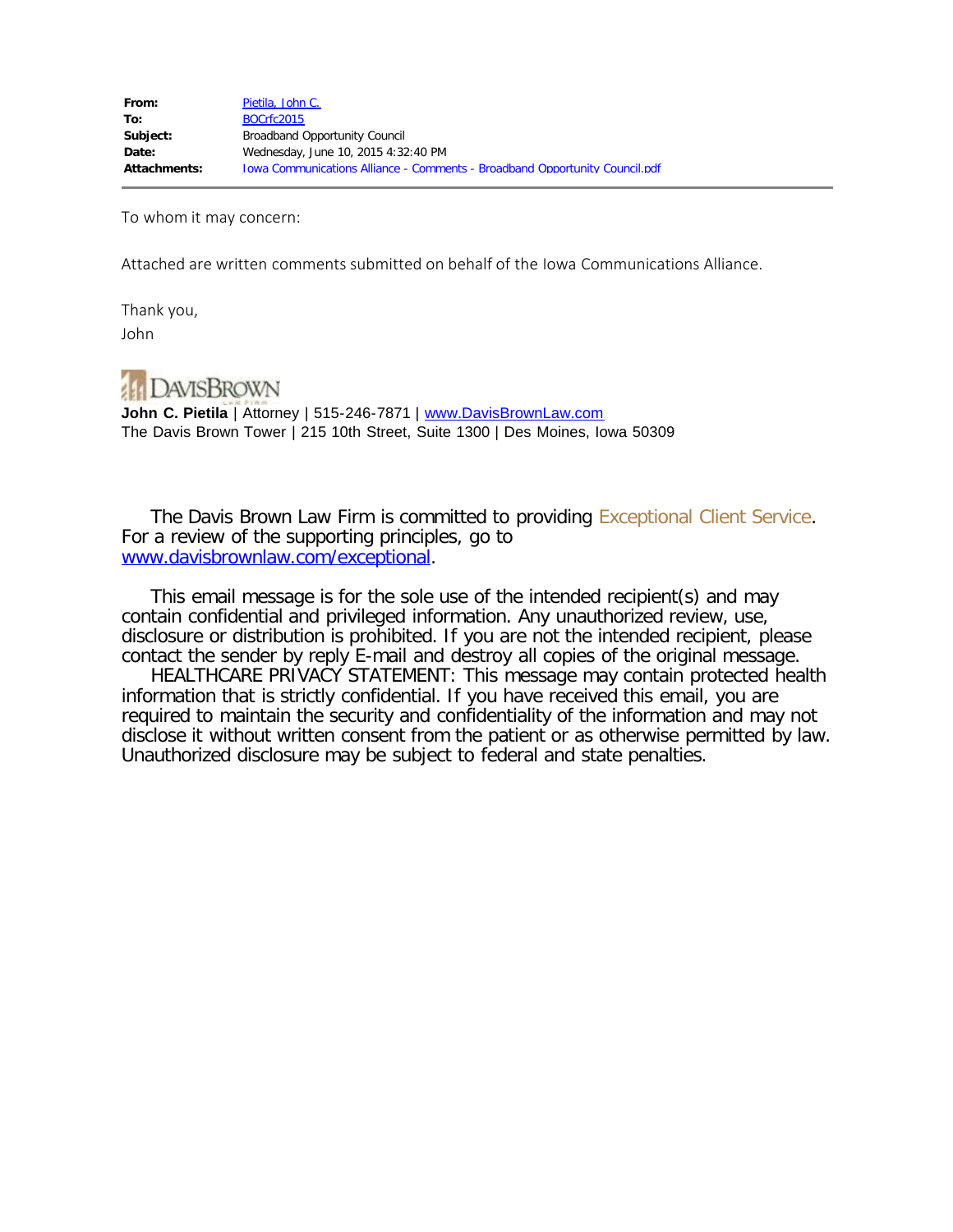| | |
|---|---|
| **From:** | Pietila, John C. |
| **To:** | BOCrfc2015 |
| **Subject:** | Broadband Opportunity Council |
| **Date:** | Wednesday, June 10, 2015 4:32:40 PM |
| **Attachments:** | Iowa Communications Alliance - Comments - Broadband Opportunity Council.pdf |

To whom it may concern:

Attached are written comments submitted on behalf of the Iowa Communications Alliance.

Thank you,
John

DAVISBROWN

**John C. Pietila** | Attorney | 515-246-7871 | www.DavisBrownLaw.com
The Davis Brown Tower | 215 10th Street, Suite 1300 | Des Moines, Iowa 50309

The Davis Brown Law Firm is committed to providing Exceptional Client Service. For a review of the supporting principles, go to www.davisbrownlaw.com/exceptional.

This email message is for the sole use of the intended recipient(s) and may contain confidential and privileged information. Any unauthorized review, use, disclosure or distribution is prohibited. If you are not the intended recipient, please contact the sender by reply E-mail and destroy all copies of the original message.

HEALTHCARE PRIVACY STATEMENT: This message may contain protected health information that is strictly confidential. If you have received this email, you are required to maintain the security and confidentiality of the information and may not disclose it without written consent from the patient or as otherwise permitted by law. Unauthorized disclosure may be subject to federal and state penalties.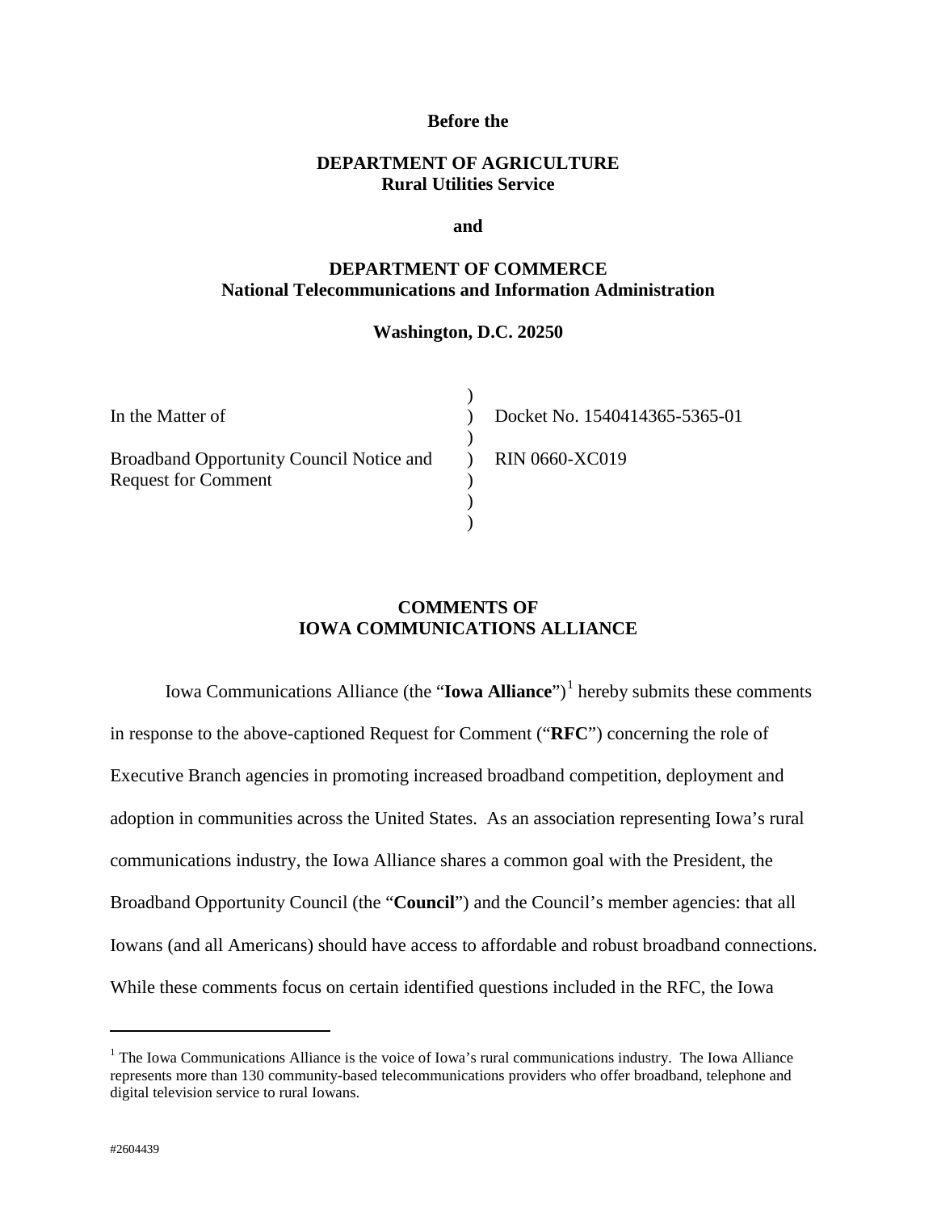**Before the**

**DEPARTMENT OF AGRICULTURE**
**Rural Utilities Service**

**and**

**DEPARTMENT OF COMMERCE**
**National Telecommunications and Information Administration**

**Washington, D.C. 20250**

| | | |
|---|---|---|
| In the Matter of | ) | Docket No. 1540414365-5365-01 |
| | ) | |
| Broadband Opportunity Council Notice and Request for Comment | ) | RIN 0660-XC019 |

**COMMENTS OF**
**IOWA COMMUNICATIONS ALLIANCE**

Iowa Communications Alliance (the "**Iowa Alliance**")[1] hereby submits these comments in response to the above-captioned Request for Comment ("**RFC**") concerning the role of Executive Branch agencies in promoting increased broadband competition, deployment and adoption in communities across the United States. As an association representing Iowa's rural communications industry, the Iowa Alliance shares a common goal with the President, the Broadband Opportunity Council (the "**Council**") and the Council's member agencies: that all Iowans (and all Americans) should have access to affordable and robust broadband connections. While these comments focus on certain identified questions included in the RFC, the Iowa

[1] The Iowa Communications Alliance is the voice of Iowa's rural communications industry. The Iowa Alliance represents more than 130 community-based telecommunications providers who offer broadband, telephone and digital television service to rural Iowans.

#2604439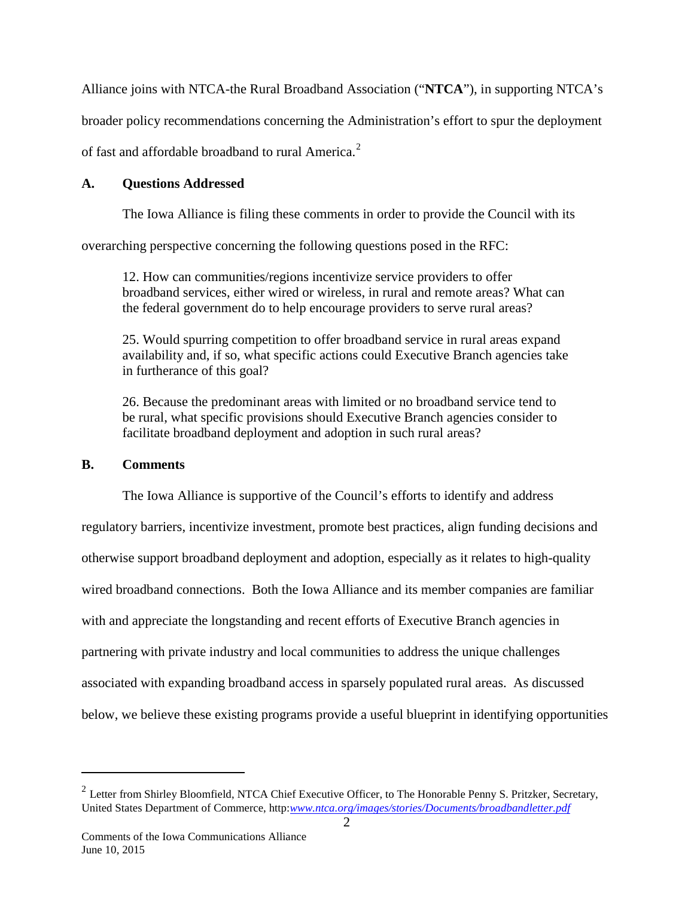Alliance joins with NTCA-the Rural Broadband Association ("**NTCA**"), in supporting NTCA's broader policy recommendations concerning the Administration's effort to spur the deployment of fast and affordable broadband to rural America.[2]

### A. Questions Addressed

The Iowa Alliance is filing these comments in order to provide the Council with its overarching perspective concerning the following questions posed in the RFC:

> 12. How can communities/regions incentivize service providers to offer broadband services, either wired or wireless, in rural and remote areas? What can the federal government do to help encourage providers to serve rural areas?
>
> 25. Would spurring competition to offer broadband service in rural areas expand availability and, if so, what specific actions could Executive Branch agencies take in furtherance of this goal?
>
> 26. Because the predominant areas with limited or no broadband service tend to be rural, what specific provisions should Executive Branch agencies consider to facilitate broadband deployment and adoption in such rural areas?

### B. Comments

The Iowa Alliance is supportive of the Council's efforts to identify and address regulatory barriers, incentivize investment, promote best practices, align funding decisions and otherwise support broadband deployment and adoption, especially as it relates to high-quality wired broadband connections. Both the Iowa Alliance and its member companies are familiar with and appreciate the longstanding and recent efforts of Executive Branch agencies in partnering with private industry and local communities to address the unique challenges associated with expanding broadband access in sparsely populated rural areas. As discussed below, we believe these existing programs provide a useful blueprint in identifying opportunities

---

[2] Letter from Shirley Bloomfield, NTCA Chief Executive Officer, to The Honorable Penny S. Pritzker, Secretary, United States Department of Commerce, http:*www.ntca.org/images/stories/Documents/broadbandletter.pdf*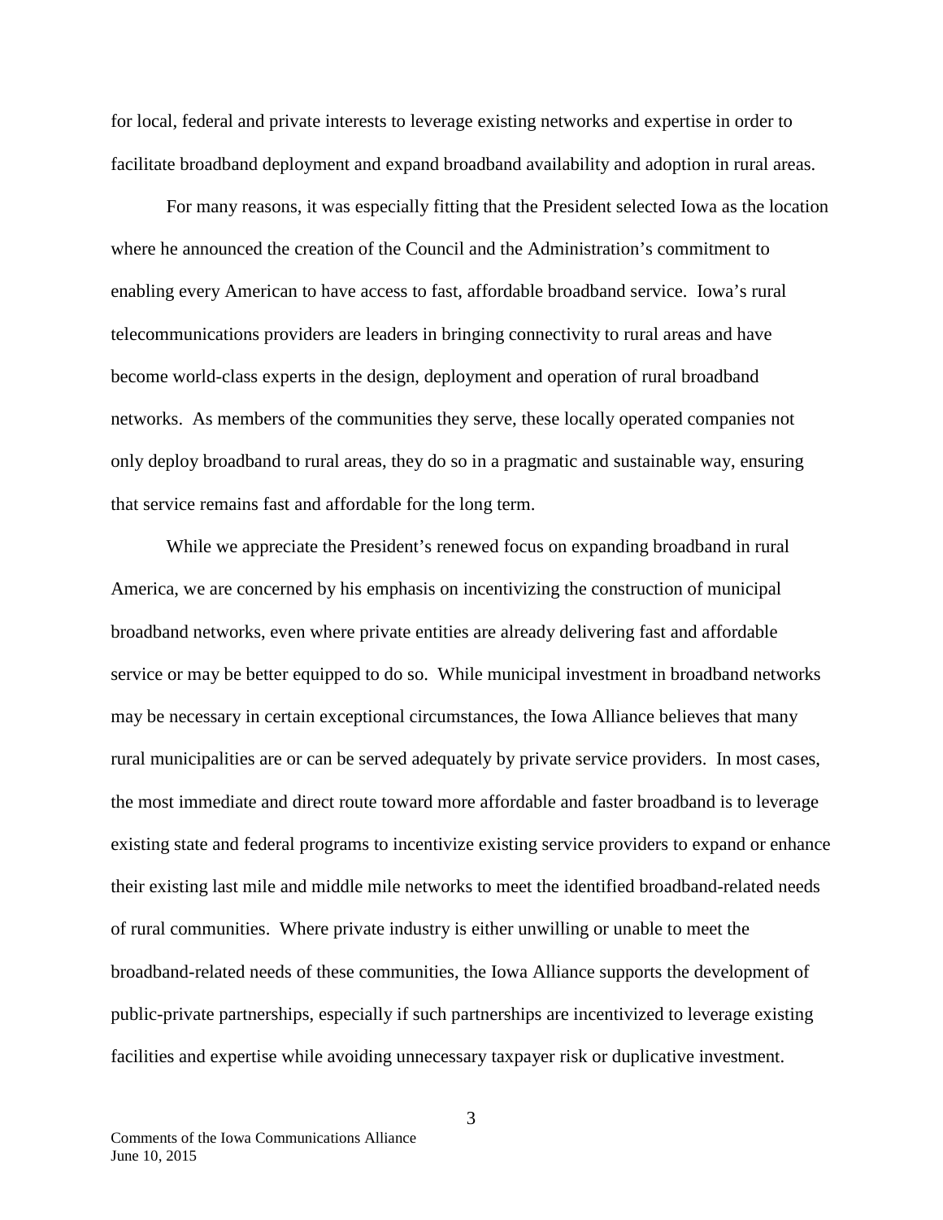for local, federal and private interests to leverage existing networks and expertise in order to facilitate broadband deployment and expand broadband availability and adoption in rural areas.

For many reasons, it was especially fitting that the President selected Iowa as the location where he announced the creation of the Council and the Administration's commitment to enabling every American to have access to fast, affordable broadband service. Iowa's rural telecommunications providers are leaders in bringing connectivity to rural areas and have become world-class experts in the design, deployment and operation of rural broadband networks. As members of the communities they serve, these locally operated companies not only deploy broadband to rural areas, they do so in a pragmatic and sustainable way, ensuring that service remains fast and affordable for the long term.

While we appreciate the President's renewed focus on expanding broadband in rural America, we are concerned by his emphasis on incentivizing the construction of municipal broadband networks, even where private entities are already delivering fast and affordable service or may be better equipped to do so. While municipal investment in broadband networks may be necessary in certain exceptional circumstances, the Iowa Alliance believes that many rural municipalities are or can be served adequately by private service providers. In most cases, the most immediate and direct route toward more affordable and faster broadband is to leverage existing state and federal programs to incentivize existing service providers to expand or enhance their existing last mile and middle mile networks to meet the identified broadband-related needs of rural communities. Where private industry is either unwilling or unable to meet the broadband-related needs of these communities, the Iowa Alliance supports the development of public-private partnerships, especially if such partnerships are incentivized to leverage existing facilities and expertise while avoiding unnecessary taxpayer risk or duplicative investment.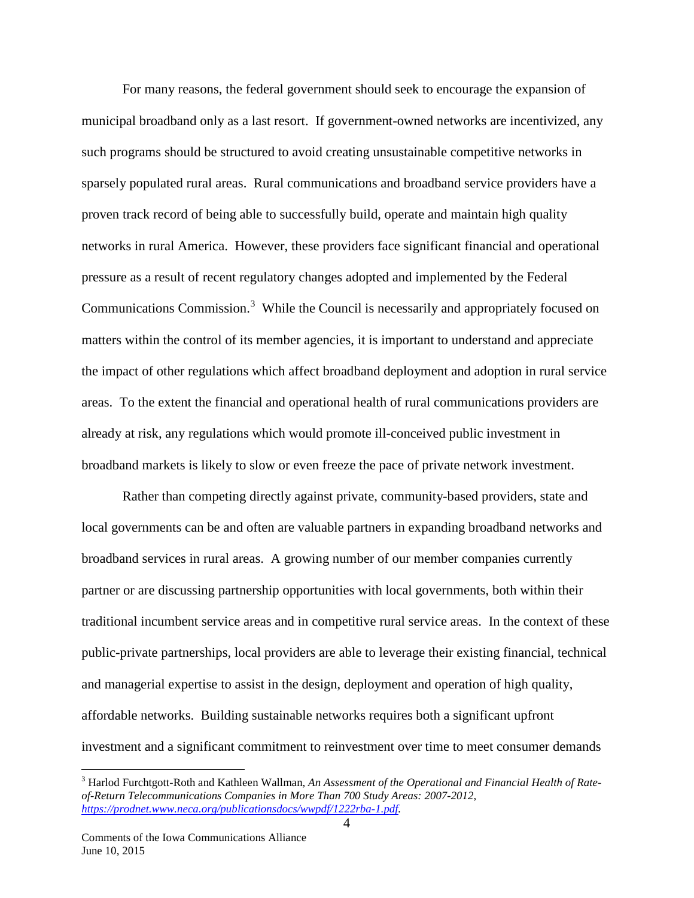For many reasons, the federal government should seek to encourage the expansion of municipal broadband only as a last resort. If government-owned networks are incentivized, any such programs should be structured to avoid creating unsustainable competitive networks in sparsely populated rural areas. Rural communications and broadband service providers have a proven track record of being able to successfully build, operate and maintain high quality networks in rural America. However, these providers face significant financial and operational pressure as a result of recent regulatory changes adopted and implemented by the Federal Communications Commission.[3] While the Council is necessarily and appropriately focused on matters within the control of its member agencies, it is important to understand and appreciate the impact of other regulations which affect broadband deployment and adoption in rural service areas. To the extent the financial and operational health of rural communications providers are already at risk, any regulations which would promote ill-conceived public investment in broadband markets is likely to slow or even freeze the pace of private network investment.

Rather than competing directly against private, community-based providers, state and local governments can be and often are valuable partners in expanding broadband networks and broadband services in rural areas. A growing number of our member companies currently partner or are discussing partnership opportunities with local governments, both within their traditional incumbent service areas and in competitive rural service areas. In the context of these public-private partnerships, local providers are able to leverage their existing financial, technical and managerial expertise to assist in the design, deployment and operation of high quality, affordable networks. Building sustainable networks requires both a significant upfront investment and a significant commitment to reinvestment over time to meet consumer demands

---

[3] Harlod Furchtgott-Roth and Kathleen Wallman, *An Assessment of the Operational and Financial Health of Rate-of-Return Telecommunications Companies in More Than 700 Study Areas: 2007-2012,* *https://prodnet.www.neca.org/publicationsdocs/wwpdf/1222rba-1.pdf.*

Comments of the Iowa Communications Alliance
June 10, 2015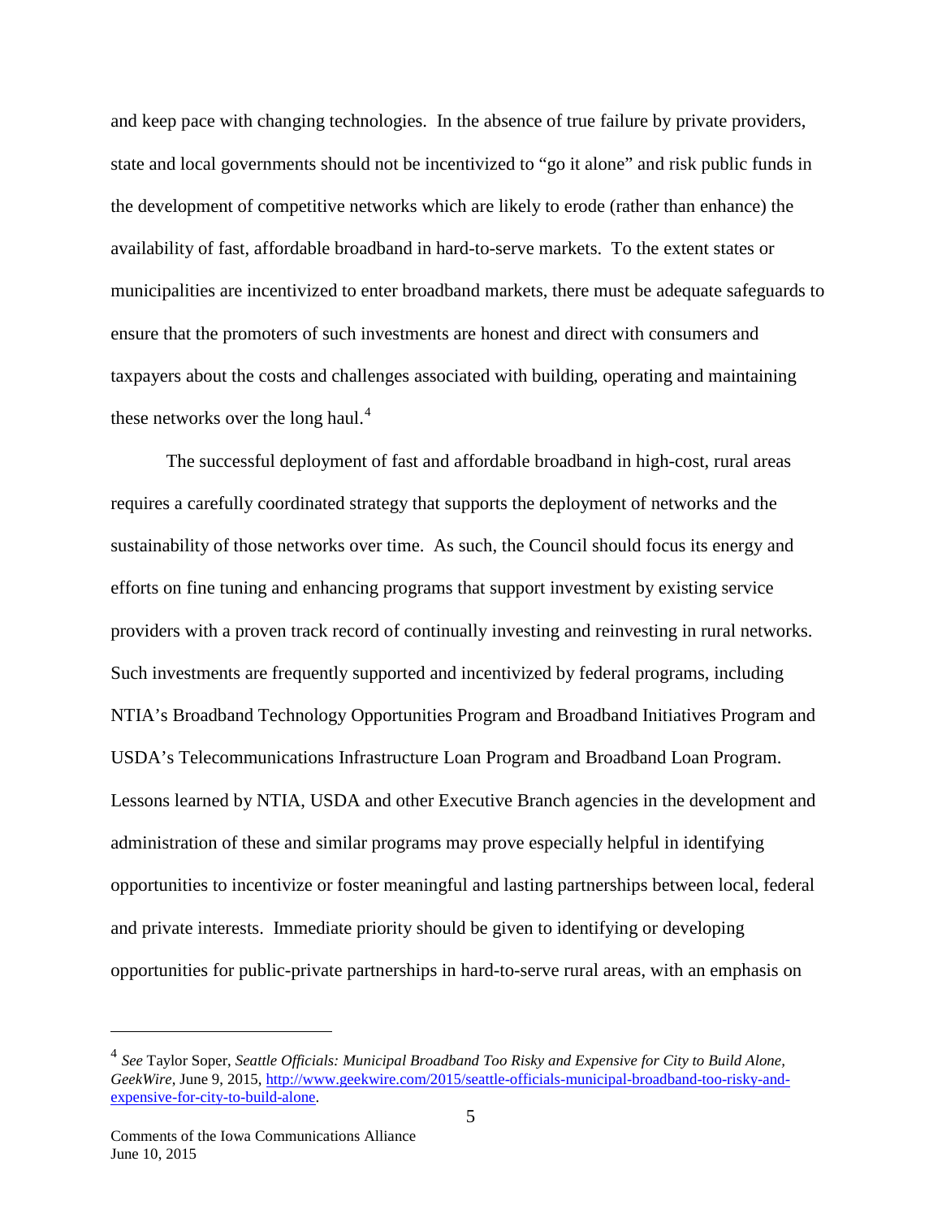and keep pace with changing technologies. In the absence of true failure by private providers, state and local governments should not be incentivized to "go it alone" and risk public funds in the development of competitive networks which are likely to erode (rather than enhance) the availability of fast, affordable broadband in hard-to-serve markets. To the extent states or municipalities are incentivized to enter broadband markets, there must be adequate safeguards to ensure that the promoters of such investments are honest and direct with consumers and taxpayers about the costs and challenges associated with building, operating and maintaining these networks over the long haul.[4]

The successful deployment of fast and affordable broadband in high-cost, rural areas requires a carefully coordinated strategy that supports the deployment of networks and the sustainability of those networks over time. As such, the Council should focus its energy and efforts on fine tuning and enhancing programs that support investment by existing service providers with a proven track record of continually investing and reinvesting in rural networks. Such investments are frequently supported and incentivized by federal programs, including NTIA's Broadband Technology Opportunities Program and Broadband Initiatives Program and USDA's Telecommunications Infrastructure Loan Program and Broadband Loan Program. Lessons learned by NTIA, USDA and other Executive Branch agencies in the development and administration of these and similar programs may prove especially helpful in identifying opportunities to incentivize or foster meaningful and lasting partnerships between local, federal and private interests. Immediate priority should be given to identifying or developing opportunities for public-private partnerships in hard-to-serve rural areas, with an emphasis on

---

[4] *See* Taylor Soper, *Seattle Officials: Municipal Broadband Too Risky and Expensive for City to Build Alone*, *GeekWire*, June 9, 2015, http://www.geekwire.com/2015/seattle-officials-municipal-broadband-too-risky-and-expensive-for-city-to-build-alone.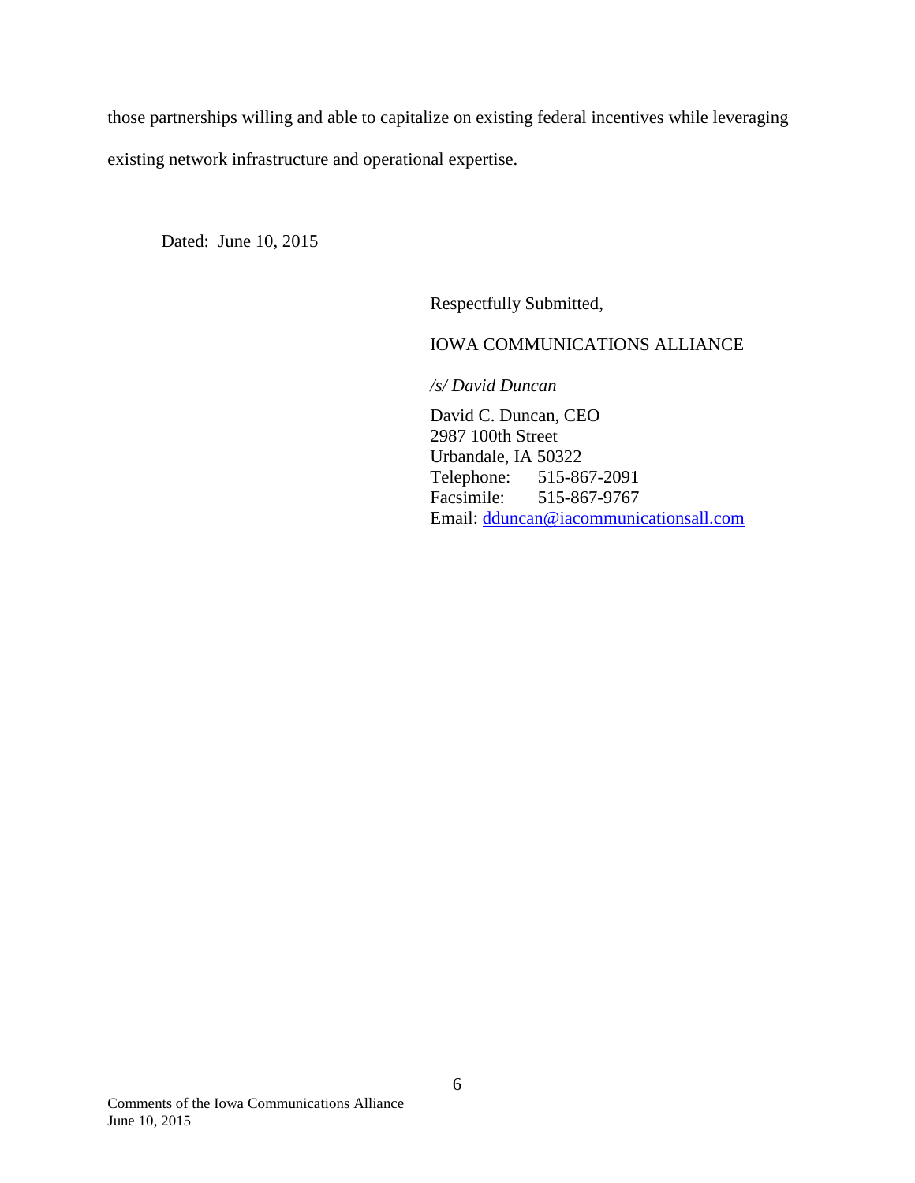those partnerships willing and able to capitalize on existing federal incentives while leveraging existing network infrastructure and operational expertise.

Dated: June 10, 2015

Respectfully Submitted,

IOWA COMMUNICATIONS ALLIANCE

*/s/ David Duncan*

David C. Duncan, CEO
2987 100th Street
Urbandale, IA 50322
Telephone: 515-867-2091
Facsimile: 515-867-9767
Email: dduncan@iacommunicationsall.com